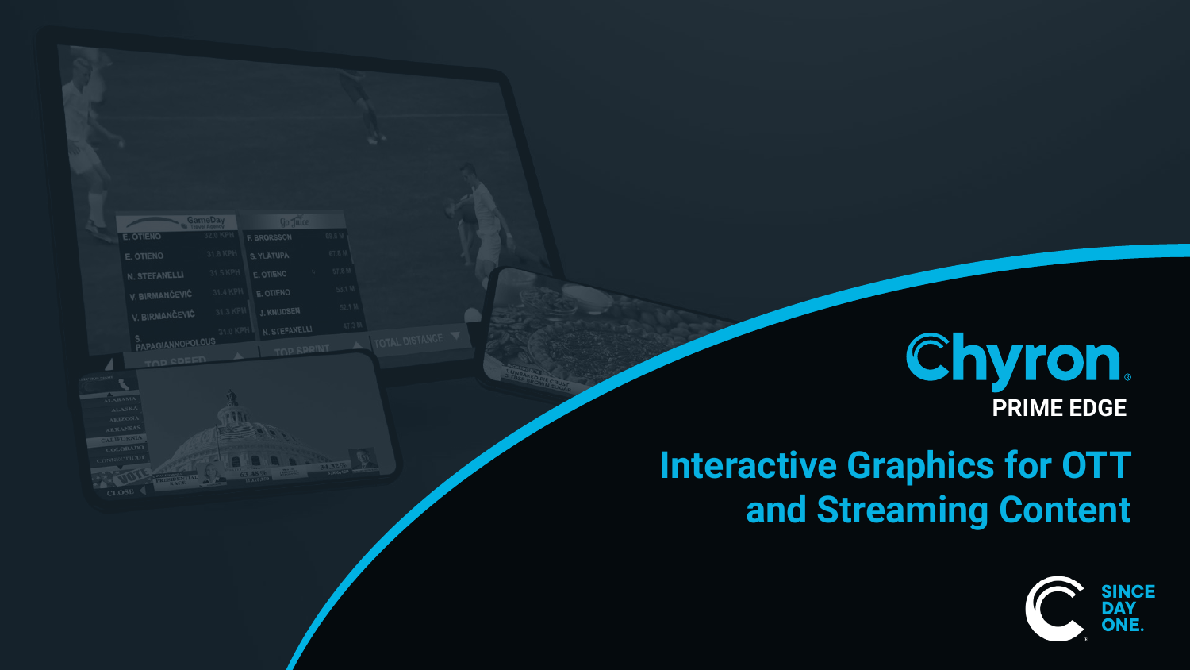# Chyron PRIME EDGE

## Interactive Graphics for OTT and Streaming Content

SINCE DAY ONE.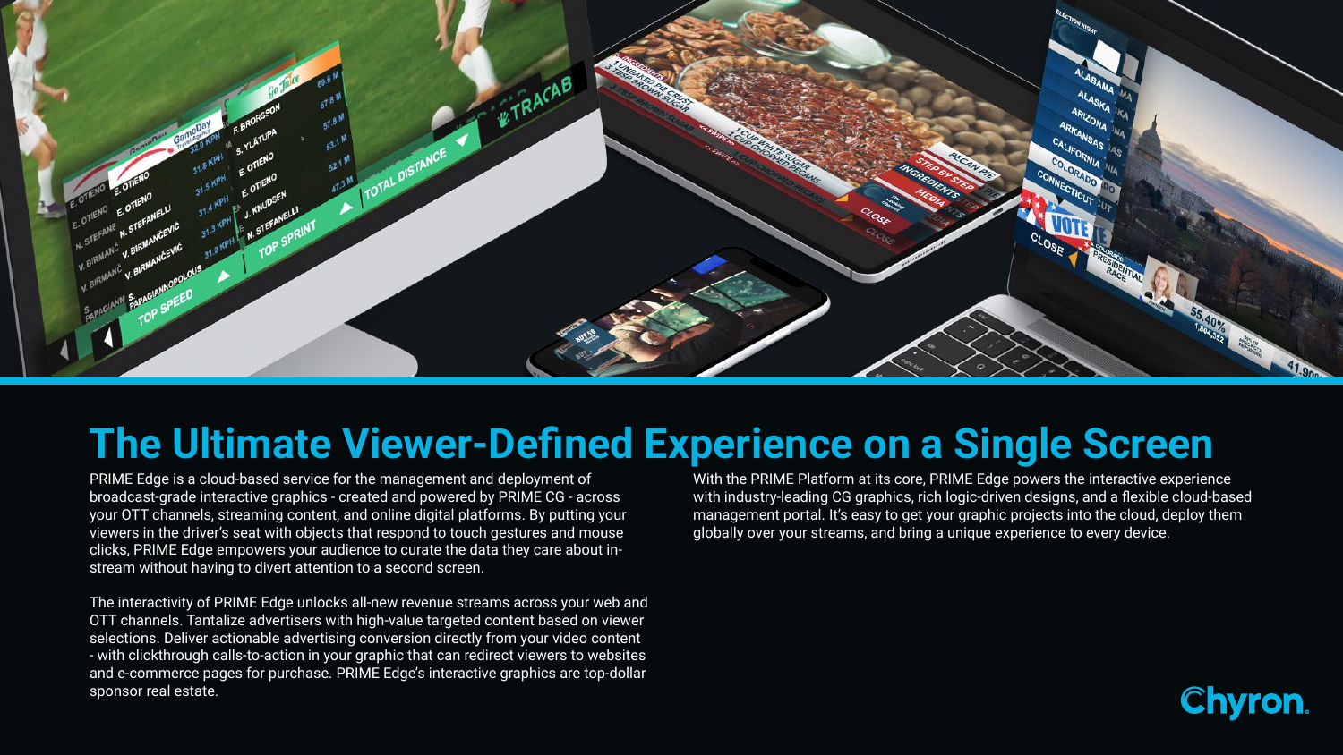# The Ultimate Viewer-Defined Experience on a Single Screen

PRIME Edge is a cloud-based service for the management and deployment of broadcast-grade interactive graphics - created and powered by PRIME CG - across your OTT channels, streaming content, and online digital platforms. By putting your viewers in the driver's seat with objects that respond to touch gestures and mouse clicks, PRIME Edge empowers your audience to curate the data they care about in-stream without having to divert attention to a second screen.

The interactivity of PRIME Edge unlocks all-new revenue streams across your web and OTT channels. Tantalize advertisers with high-value targeted content based on viewer selections. Deliver actionable advertising conversion directly from your video content - with clickthrough calls-to-action in your graphic that can redirect viewers to websites and e-commerce pages for purchase. PRIME Edge's interactive graphics are top-dollar sponsor real estate.

With the PRIME Platform at its core, PRIME Edge powers the interactive experience with industry-leading CG graphics, rich logic-driven designs, and a flexible cloud-based management portal. It's easy to get your graphic projects into the cloud, deploy them globally over your streams, and bring a unique experience to every device.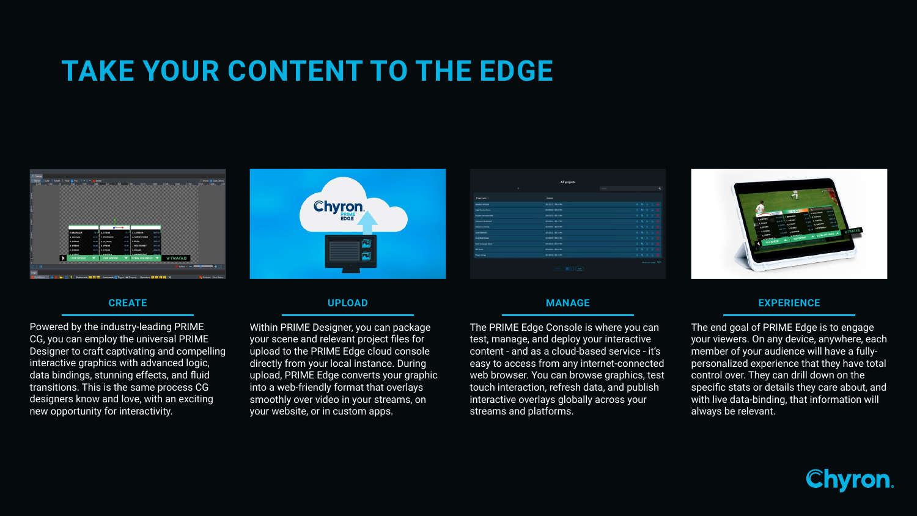# TAKE YOUR CONTENT TO THE EDGE

### CREATE

Powered by the industry-leading PRIME CG, you can employ the universal PRIME Designer to craft captivating and compelling interactive graphics with advanced logic, data bindings, stunning effects, and fluid transitions. This is the same process CG designers know and love, with an exciting new opportunity for interactivity.

### UPLOAD

Within PRIME Designer, you can package your scene and relevant project files for upload to the PRIME Edge cloud console directly from your local instance. During upload, PRIME Edge converts your graphic into a web-friendly format that overlays smoothly over video in your streams, on your website, or in custom apps.

### MANAGE

The PRIME Edge Console is where you can test, manage, and deploy your interactive content - and as a cloud-based service - it's easy to access from any internet-connected web browser. You can browse graphics, test touch interaction, refresh data, and publish interactive overlays globally across your streams and platforms.

### EXPERIENCE

The end goal of PRIME Edge is to engage your viewers. On any device, anywhere, each member of your audience will have a fully-personalized experience that they have total control over. They can drill down on the specific stats or details they care about, and with live data-binding, that information will always be relevant.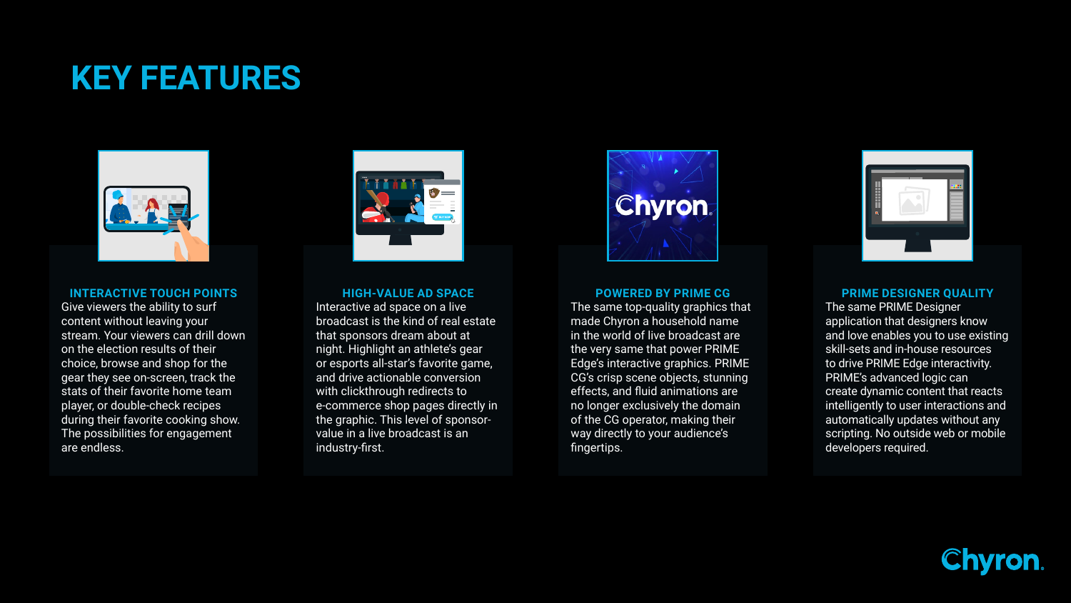# KEY FEATURES

### INTERACTIVE TOUCH POINTS

Give viewers the ability to surf content without leaving your stream. Your viewers can drill down on the election results of their choice, browse and shop for the gear they see on-screen, track the stats of their favorite home team player, or double-check recipes during their favorite cooking show. The possibilities for engagement are endless.

### HIGH-VALUE AD SPACE

Interactive ad space on a live broadcast is the kind of real estate that sponsors dream about at night. Highlight an athlete's gear or esports all-star's favorite game, and drive actionable conversion with clickthrough redirects to e-commerce shop pages directly in the graphic. This level of sponsor-value in a live broadcast is an industry-first.

### POWERED BY PRIME CG

The same top-quality graphics that made Chyron a household name in the world of live broadcast are the very same that power PRIME Edge's interactive graphics. PRIME CG's crisp scene objects, stunning effects, and fluid animations are no longer exclusively the domain of the CG operator, making their way directly to your audience's fingertips.

### PRIME DESIGNER QUALITY

The same PRIME Designer application that designers know and love enables you to use existing skill-sets and in-house resources to drive PRIME Edge interactivity. PRIME's advanced logic can create dynamic content that reacts intelligently to user interactions and automatically updates without any scripting. No outside web or mobile developers required.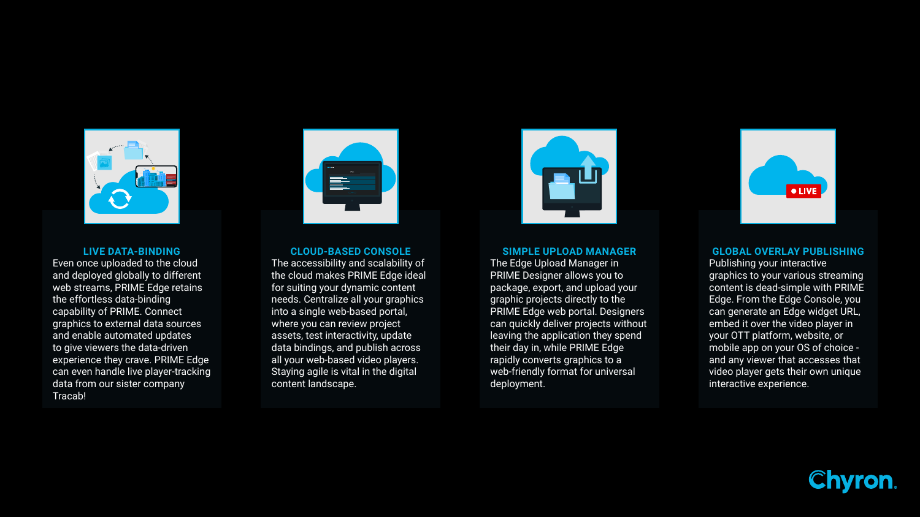## LIVE DATA-BINDING

Even once uploaded to the cloud and deployed globally to different web streams, PRIME Edge retains the effortless data-binding capability of PRIME. Connect graphics to external data sources and enable automated updates to give viewers the data-driven experience they crave. PRIME Edge can even handle live player-tracking data from our sister company Tracab!

## CLOUD-BASED CONSOLE

The accessibility and scalability of the cloud makes PRIME Edge ideal for suiting your dynamic content needs. Centralize all your graphics into a single web-based portal, where you can review project assets, test interactivity, update data bindings, and publish across all your web-based video players. Staying agile is vital in the digital content landscape.

## SIMPLE UPLOAD MANAGER

The Edge Upload Manager in PRIME Designer allows you to package, export, and upload your graphic projects directly to the PRIME Edge web portal. Designers can quickly deliver projects without leaving the application they spend their day in, while PRIME Edge rapidly converts graphics to a web-friendly format for universal deployment.

## GLOBAL OVERLAY PUBLISHING

Publishing your interactive graphics to your various streaming content is dead-simple with PRIME Edge. From the Edge Console, you can generate an Edge widget URL, embed it over the video player in your OTT platform, website, or mobile app on your OS of choice - and any viewer that accesses that video player gets their own unique interactive experience.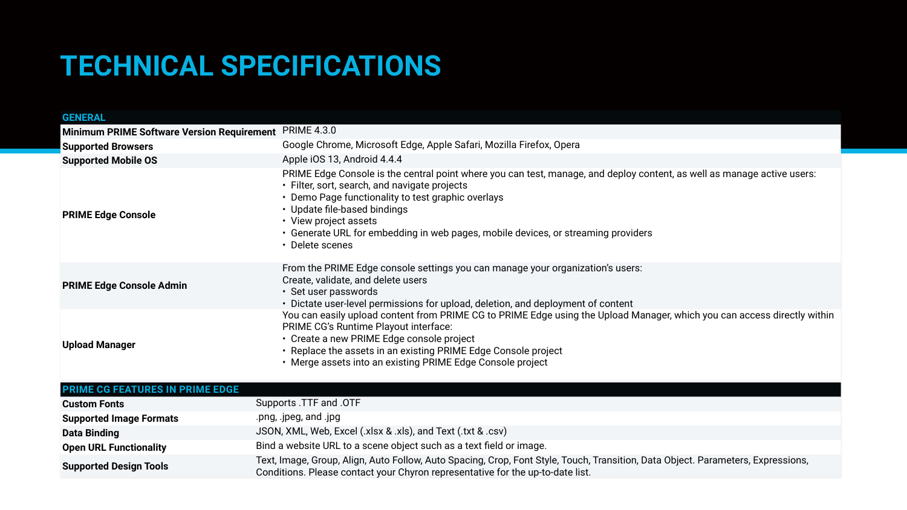# TECHNICAL SPECIFICATIONS

| GENERAL | |
|---|---|
| **Minimum PRIME Software Version Requirement** | PRIME 4.3.0 |
| **Supported Browsers** | Google Chrome, Microsoft Edge, Apple Safari, Mozilla Firefox, Opera |
| **Supported Mobile OS** | Apple iOS 13, Android 4.4.4 |
| **PRIME Edge Console** | PRIME Edge Console is the central point where you can test, manage, and deploy content, as well as manage active users:<br>• Filter, sort, search, and navigate projects<br>• Demo Page functionality to test graphic overlays<br>• Update file-based bindings<br>• View project assets<br>• Generate URL for embedding in web pages, mobile devices, or streaming providers<br>• Delete scenes |
| **PRIME Edge Console Admin** | From the PRIME Edge console settings you can manage your organization's users:<br>Create, validate, and delete users<br>• Set user passwords<br>• Dictate user-level permissions for upload, deletion, and deployment of content |
| **Upload Manager** | You can easily upload content from PRIME CG to PRIME Edge using the Upload Manager, which you can access directly within PRIME CG's Runtime Playout interface:<br>• Create a new PRIME Edge console project<br>• Replace the assets in an existing PRIME Edge Console project<br>• Merge assets into an existing PRIME Edge Console project |

| PRIME CG FEATURES IN PRIME EDGE | |
|---|---|
| **Custom Fonts** | Supports .TTF and .OTF |
| **Supported Image Formats** | .png, .jpeg, and .jpg |
| **Data Binding** | JSON, XML, Web, Excel (.xlsx & .xls), and Text (.txt & .csv) |
| **Open URL Functionality** | Bind a website URL to a scene object such as a text field or image. |
| **Supported Design Tools** | Text, Image, Group, Align, Auto Follow, Auto Spacing, Crop, Font Style, Touch, Transition, Data Object. Parameters, Expressions, Conditions. Please contact your Chyron representative for the up-to-date list. |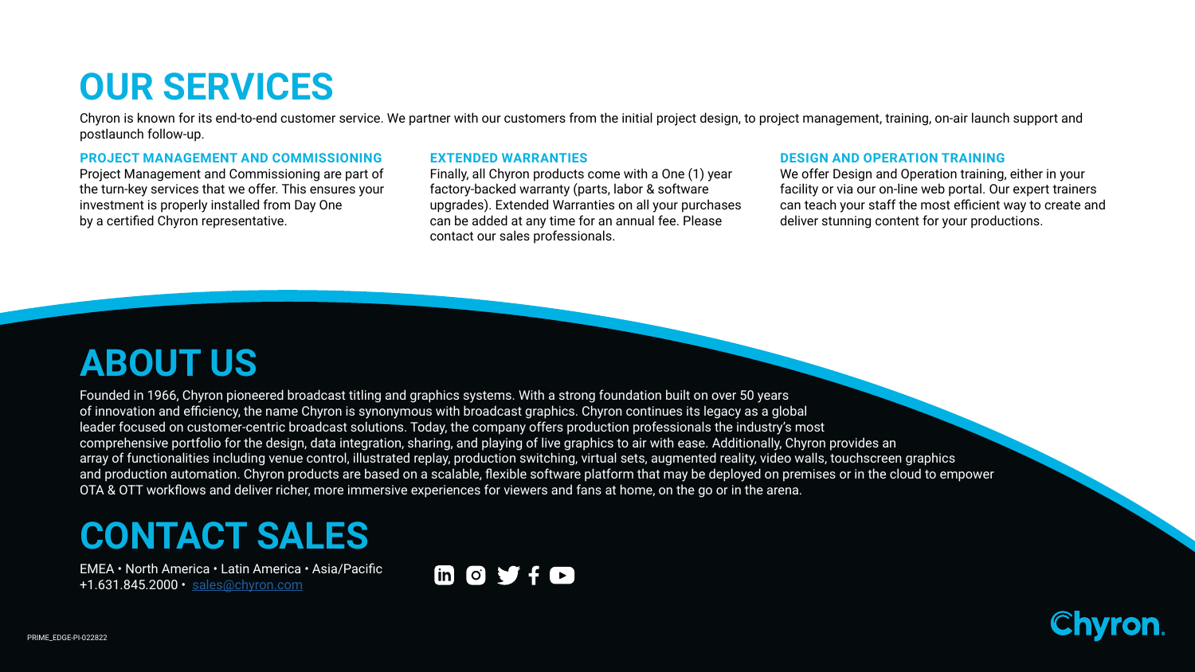# OUR SERVICES

Chyron is known for its end-to-end customer service. We partner with our customers from the initial project design, to project management, training, on-air launch support and postlaunch follow-up.

### PROJECT MANAGEMENT AND COMMISSIONING

Project Management and Commissioning are part of the turn-key services that we offer. This ensures your investment is properly installed from Day One by a certified Chyron representative.

### EXTENDED WARRANTIES

Finally, all Chyron products come with a One (1) year factory-backed warranty (parts, labor & software upgrades). Extended Warranties on all your purchases can be added at any time for an annual fee. Please contact our sales professionals.

### DESIGN AND OPERATION TRAINING

We offer Design and Operation training, either in your facility or via our on-line web portal. Our expert trainers can teach your staff the most efficient way to create and deliver stunning content for your productions.

# ABOUT US

Founded in 1966, Chyron pioneered broadcast titling and graphics systems. With a strong foundation built on over 50 years of innovation and efficiency, the name Chyron is synonymous with broadcast graphics. Chyron continues its legacy as a global leader focused on customer-centric broadcast solutions. Today, the company offers production professionals the industry's most comprehensive portfolio for the design, data integration, sharing, and playing of live graphics to air with ease. Additionally, Chyron provides an array of functionalities including venue control, illustrated replay, production switching, virtual sets, augmented reality, video walls, touchscreen graphics and production automation. Chyron products are based on a scalable, flexible software platform that may be deployed on premises or in the cloud to empower OTA & OTT workflows and deliver richer, more immersive experiences for viewers and fans at home, on the go or in the arena.

# CONTACT SALES

EMEA • North America • Latin America • Asia/Pacific
+1.631.845.2000 • sales@chyron.com

Chyron.

PRIME_EDGE-PI-022822